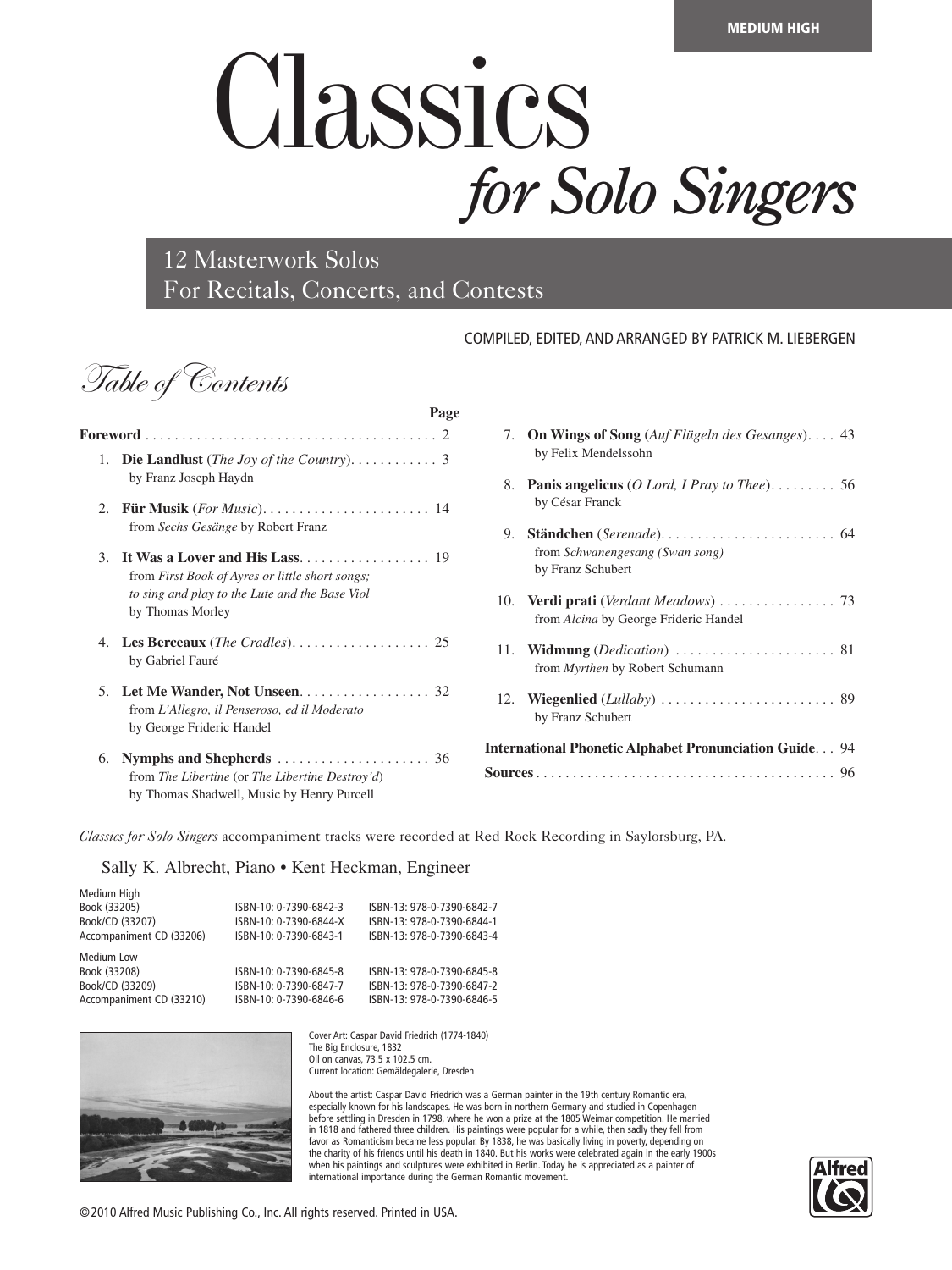MEDIUM HIGH

# Classics *for Solo Singers*

## 12 Masterwork Solos
## For Recitals, Concerts, and Contests

COMPILED, EDITED, AND ARRANGED BY PATRICK M. LIEBERGEN

## *Table of Contents*

| | Page |
|---|---|
| **Foreword** | 2 |
| 1. **Die Landlust** (*The Joy of the Country*) by Franz Joseph Haydn | 3 |
| 2. **Für Musik** (*For Music*) from *Sechs Gesänge* by Robert Franz | 14 |
| 3. **It Was a Lover and His Lass** from *First Book of Ayres or little short songs; to sing and play to the Lute and the Base Viol* by Thomas Morley | 19 |
| 4. **Les Berceaux** (*The Cradles*) by Gabriel Fauré | 25 |
| 5. **Let Me Wander, Not Unseen** from *L'Allegro, il Penseroso, ed il Moderato* by George Frideric Handel | 32 |
| 6. **Nymphs and Shepherds** from *The Libertine* (or *The Libertine Destroy'd*) by Thomas Shadwell, Music by Henry Purcell | 36 |
| 7. **On Wings of Song** (*Auf Flügeln des Gesanges*) by Felix Mendelssohn | 43 |
| 8. **Panis angelicus** (*O Lord, I Pray to Thee*) by César Franck | 56 |
| 9. **Ständchen** (*Serenade*) from *Schwanengesang (Swan song)* by Franz Schubert | 64 |
| 10. **Verdi prati** (*Verdant Meadows*) from *Alcina* by George Frideric Handel | 73 |
| 11. **Widmung** (*Dedication*) from *Myrthen* by Robert Schumann | 81 |
| 12. **Wiegenlied** (*Lullaby*) by Franz Schubert | 89 |
| **International Phonetic Alphabet Pronunciation Guide** | 94 |
| **Sources** | 96 |

*Classics for Solo Singers* accompaniment tracks were recorded at Red Rock Recording in Saylorsburg, PA.

Sally K. Albrecht, Piano • Kent Heckman, Engineer

| Medium High | | |
|---|---|---|
| Book (33205) | ISBN-10: 0-7390-6842-3 | ISBN-13: 978-0-7390-6842-7 |
| Book/CD (33207) | ISBN-10: 0-7390-6844-X | ISBN-13: 978-0-7390-6844-1 |
| Accompaniment CD (33206) | ISBN-10: 0-7390-6843-1 | ISBN-13: 978-0-7390-6843-4 |
| **Medium Low** | | |
| Book (33208) | ISBN-10: 0-7390-6845-8 | ISBN-13: 978-0-7390-6845-8 |
| Book/CD (33209) | ISBN-10: 0-7390-6847-7 | ISBN-13: 978-0-7390-6847-2 |
| Accompaniment CD (33210) | ISBN-10: 0-7390-6846-6 | ISBN-13: 978-0-7390-6846-5 |

Cover Art: Caspar David Friedrich (1774-1840)
The Big Enclosure, 1832
Oil on canvas, 73.5 x 102.5 cm.
Current location: Gemäldegalerie, Dresden

About the artist: Caspar David Friedrich was a German painter in the 19th century Romantic era, especially known for his landscapes. He was born in northern Germany and studied in Copenhagen before settling in Dresden in 1798, where he won a prize at the 1805 Weimar competition. He married in 1818 and fathered three children. His paintings were popular for a while, then sadly they fell from favor as Romanticism became less popular. By 1838, he was basically living in poverty, depending on the charity of his friends until his death in 1840. But his works were celebrated again in the early 1900s when his paintings and sculptures were exhibited in Berlin. Today he is appreciated as a painter of international importance during the German Romantic movement.

©2010 Alfred Music Publishing Co., Inc. All rights reserved. Printed in USA.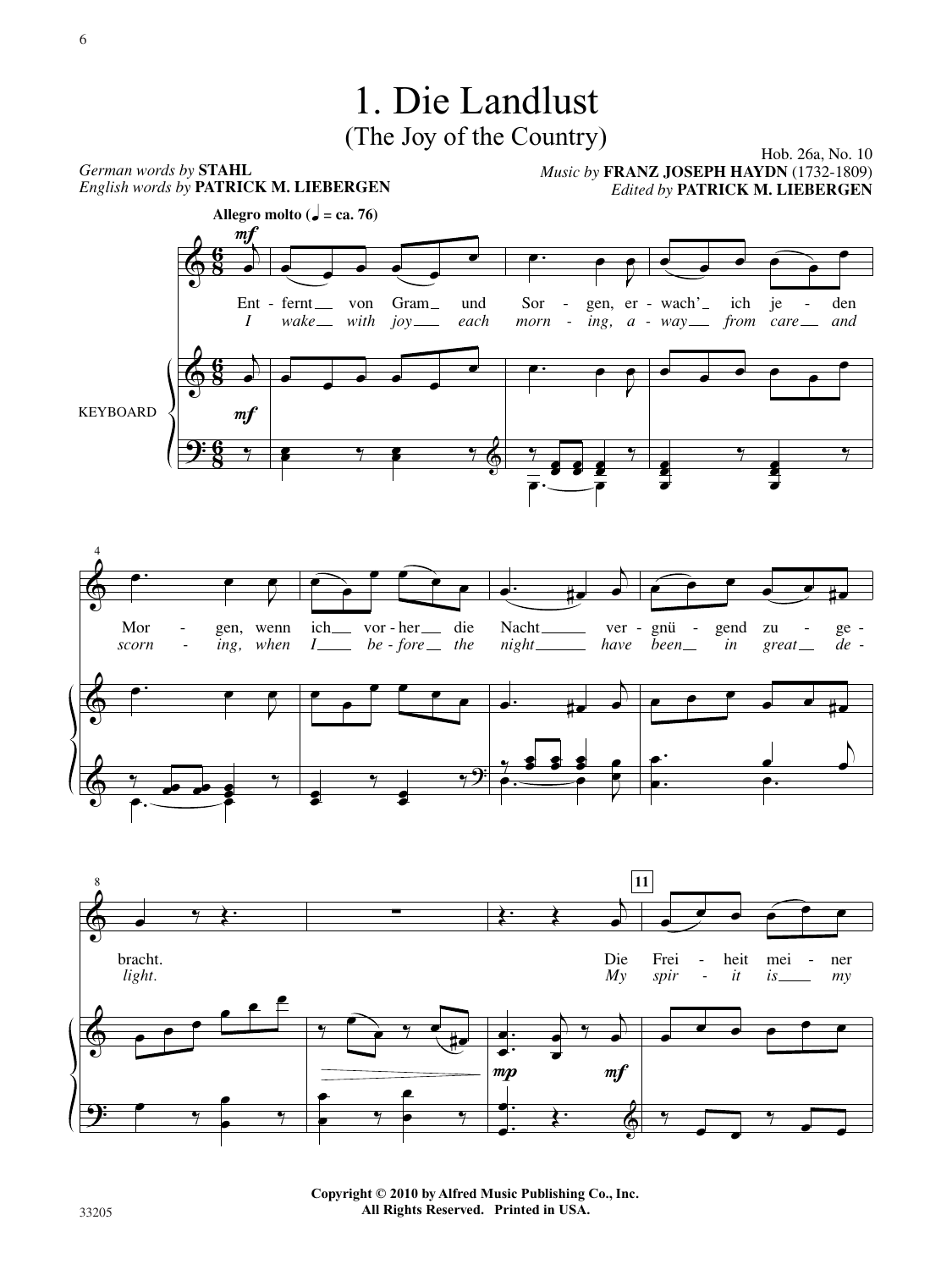# 1. Die Landlust

## (The Joy of the Country)

*German words by* **STAHL**
*English words by* **PATRICK M. LIEBERGEN**

Hob. 26a, No. 10
*Music by* **FRANZ JOSEPH HAYDN** (1732-1809)
*Edited by* **PATRICK M. LIEBERGEN**

**Allegro molto** (♩. = ca. 76)

Ent - fernt von Gram und Sor - gen, er - wach' ich je - den Mor - gen, wenn ich vor - her die Nacht ver - gnü - gend zu - ge - bracht. Die Frei - heit mei - ner

*I wake with joy each morn - ing, a - way from care and scorn - ing, when I be - fore the night have been in great de - light. My spir - it is my*

Copyright © 2010 by Alfred Music Publishing Co., Inc.
All Rights Reserved. Printed in USA.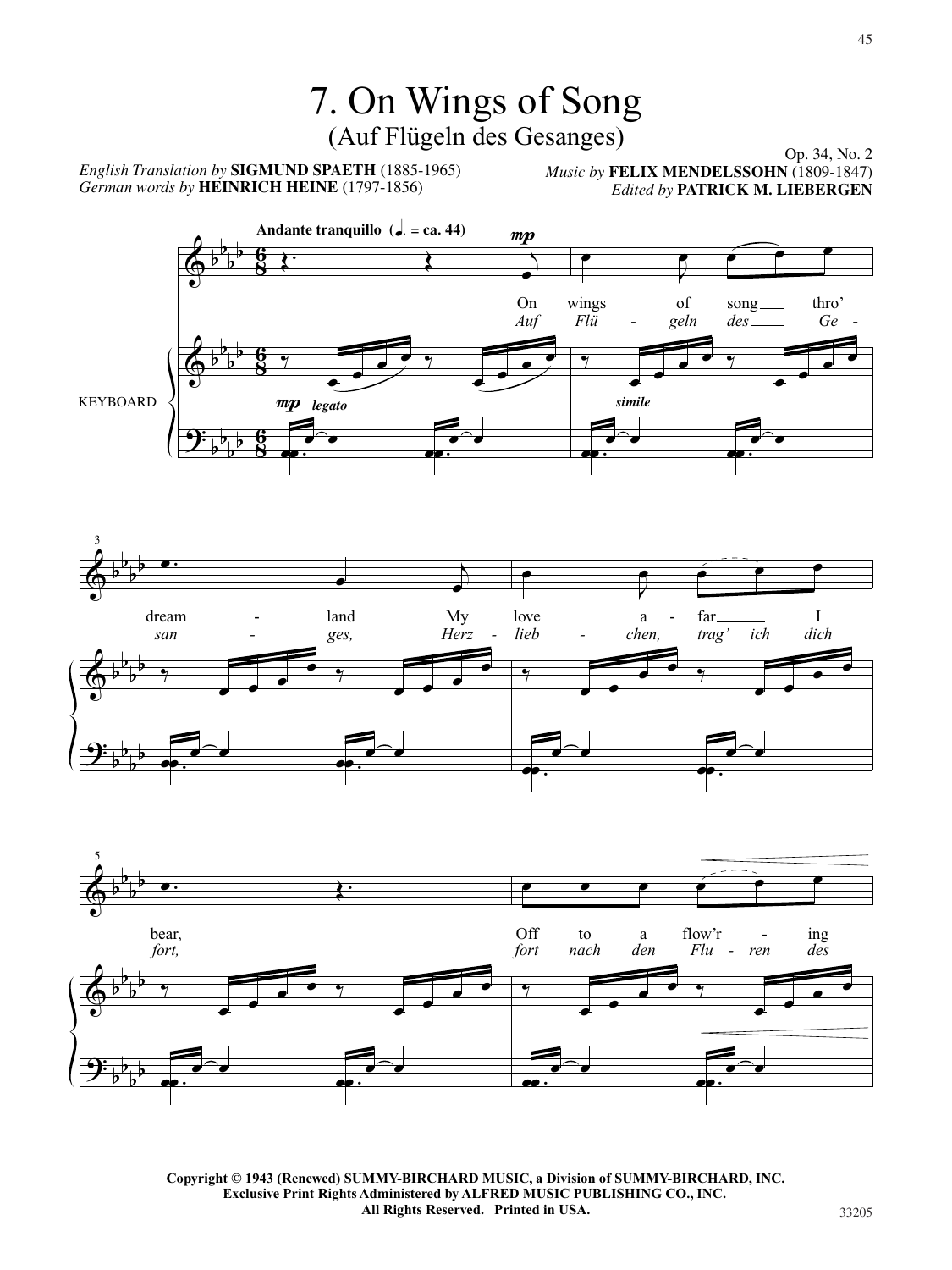# 7. On Wings of Song

## (Auf Flügeln des Gesanges)

*English Translation by* **SIGMUND SPAETH** (1885-1965)
*German words by* **HEINRICH HEINE** (1797-1856)

Op. 34, No. 2
*Music by* **FELIX MENDELSSOHN** (1809-1847)
*Edited by* **PATRICK M. LIEBERGEN**

Copyright © 1943 (Renewed) SUMMY-BIRCHARD MUSIC, a Division of SUMMY-BIRCHARD, INC.
Exclusive Print Rights Administered by ALFRED MUSIC PUBLISHING CO., INC.
All Rights Reserved. Printed in USA.

33205